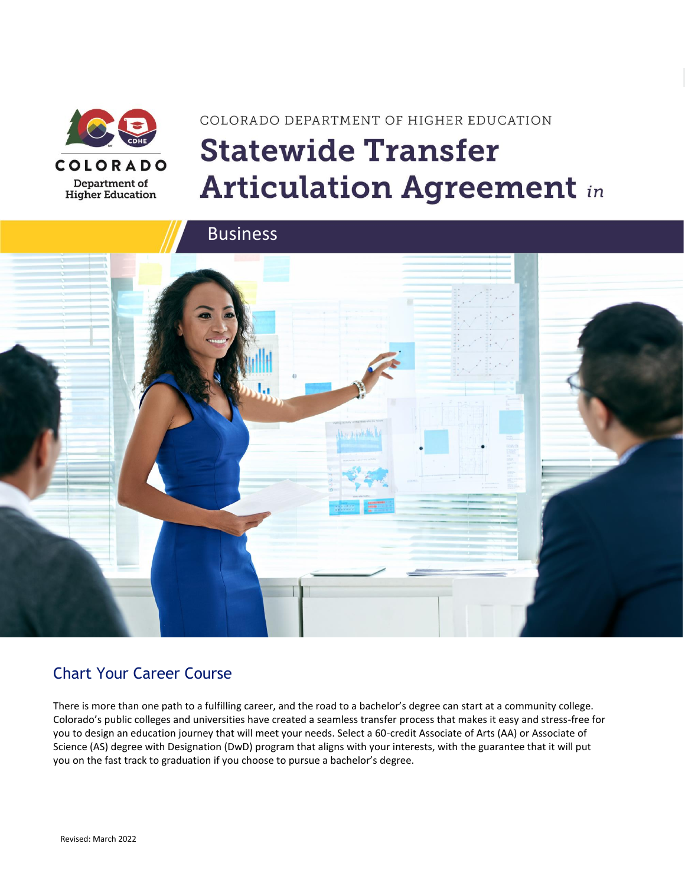COLORADO DEPARTMENT OF HIGHER EDUCATION

# Statewide Transfer Articulation Agreement *in*

## Business

## Chart Your Career Course

There is more than one path to a fulfilling career, and the road to a bachelor's degree can start at a community college. Colorado's public colleges and universities have created a seamless transfer process that makes it easy and stress-free for you to design an education journey that will meet your needs. Select a 60-credit Associate of Arts (AA) or Associate of Science (AS) degree with Designation (DwD) program that aligns with your interests, with the guarantee that it will put you on the fast track to graduation if you choose to pursue a bachelor's degree.

Revised: March 2022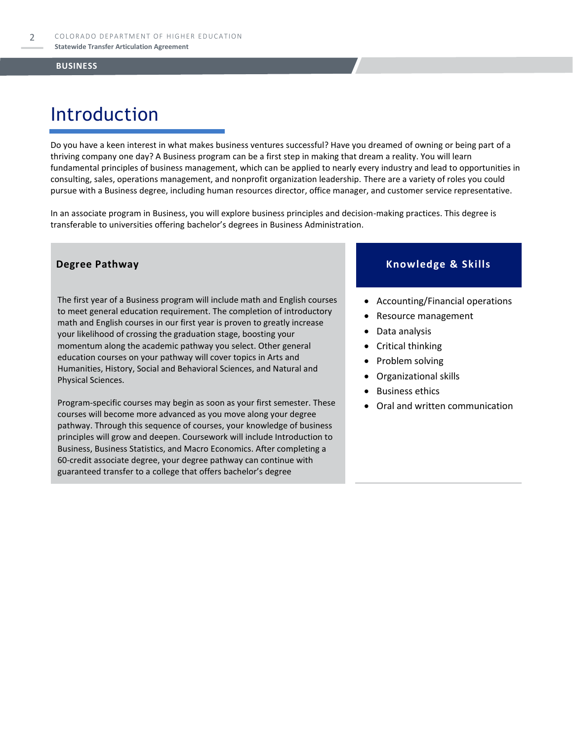# Introduction

Do you have a keen interest in what makes business ventures successful? Have you dreamed of owning or being part of a thriving company one day? A Business program can be a first step in making that dream a reality. You will learn fundamental principles of business management, which can be applied to nearly every industry and lead to opportunities in consulting, sales, operations management, and nonprofit organization leadership. There are a variety of roles you could pursue with a Business degree, including human resources director, office manager, and customer service representative.

In an associate program in Business, you will explore business principles and decision-making practices. This degree is transferable to universities offering bachelor's degrees in Business Administration.

## Degree Pathway

The first year of a Business program will include math and English courses to meet general education requirement. The completion of introductory math and English courses in our first year is proven to greatly increase your likelihood of crossing the graduation stage, boosting your momentum along the academic pathway you select. Other general education courses on your pathway will cover topics in Arts and Humanities, History, Social and Behavioral Sciences, and Natural and Physical Sciences.

Program-specific courses may begin as soon as your first semester. These courses will become more advanced as you move along your degree pathway. Through this sequence of courses, your knowledge of business principles will grow and deepen. Coursework will include Introduction to Business, Business Statistics, and Macro Economics. After completing a 60-credit associate degree, your degree pathway can continue with guaranteed transfer to a college that offers bachelor's degree

## Knowledge & Skills

- Accounting/Financial operations
- Resource management
- Data analysis
- Critical thinking
- Problem solving
- Organizational skills
- Business ethics
- Oral and written communication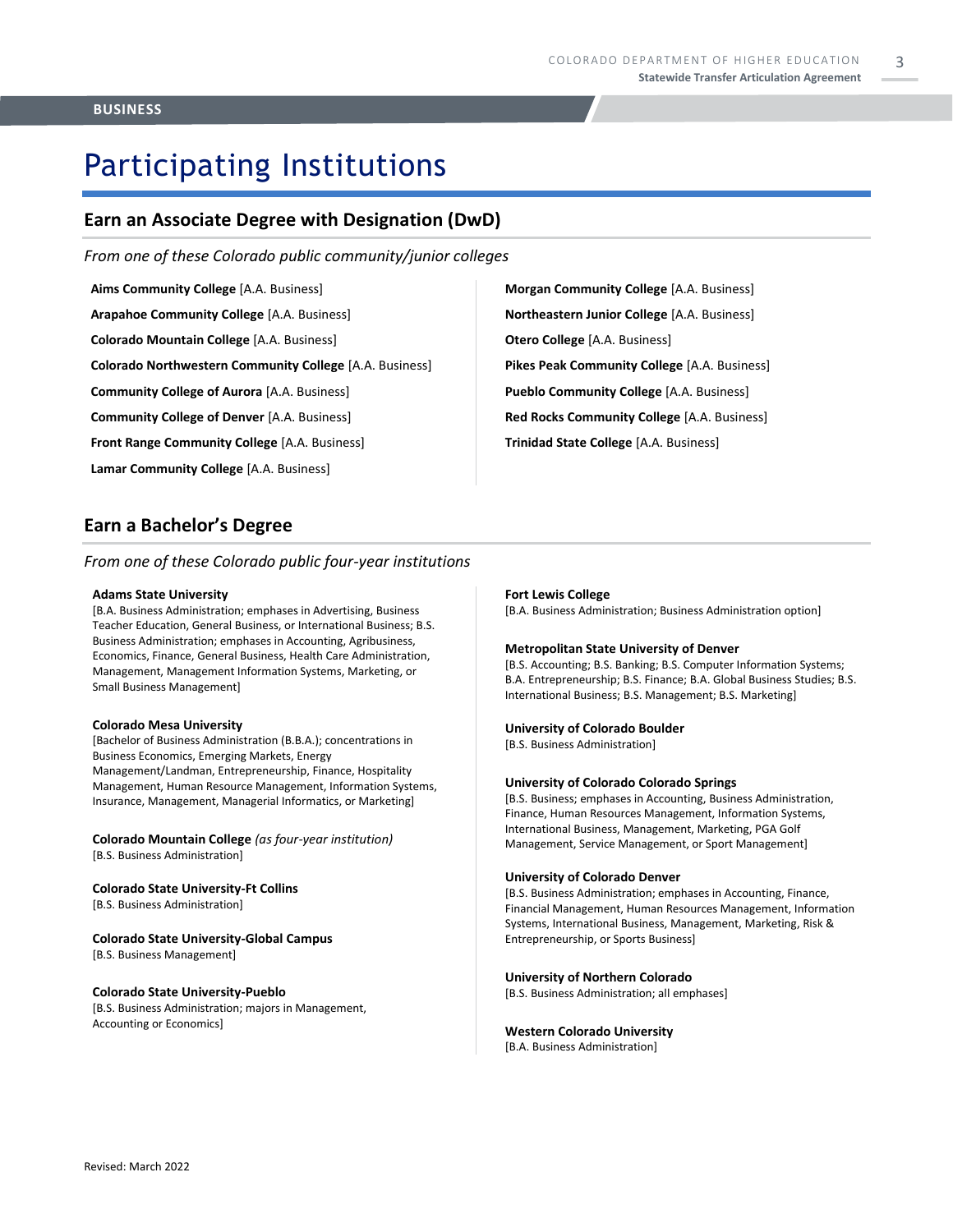# Participating Institutions

## Earn an Associate Degree with Designation (DwD)

*From one of these Colorado public community/junior colleges*

**Aims Community College** [A.A. Business]

**Arapahoe Community College** [A.A. Business]

**Colorado Mountain College** [A.A. Business]

**Colorado Northwestern Community College** [A.A. Business]

**Community College of Aurora** [A.A. Business]

**Community College of Denver** [A.A. Business]

**Front Range Community College** [A.A. Business]

**Lamar Community College** [A.A. Business]

**Morgan Community College** [A.A. Business]

**Northeastern Junior College** [A.A. Business]

**Otero College** [A.A. Business]

**Pikes Peak Community College** [A.A. Business]

**Pueblo Community College** [A.A. Business]

**Red Rocks Community College** [A.A. Business]

**Trinidad State College** [A.A. Business]

## Earn a Bachelor's Degree

*From one of these Colorado public four-year institutions*

**Adams State University**
[B.A. Business Administration; emphases in Advertising, Business Teacher Education, General Business, or International Business; B.S. Business Administration; emphases in Accounting, Agribusiness, Economics, Finance, General Business, Health Care Administration, Management, Management Information Systems, Marketing, or Small Business Management]

**Colorado Mesa University**
[Bachelor of Business Administration (B.B.A.); concentrations in Business Economics, Emerging Markets, Energy Management/Landman, Entrepreneurship, Finance, Hospitality Management, Human Resource Management, Information Systems, Insurance, Management, Managerial Informatics, or Marketing]

**Colorado Mountain College** *(as four-year institution)*
[B.S. Business Administration]

**Colorado State University-Ft Collins**
[B.S. Business Administration]

**Colorado State University-Global Campus**
[B.S. Business Management]

**Colorado State University-Pueblo**
[B.S. Business Administration; majors in Management, Accounting or Economics]

**Fort Lewis College**
[B.A. Business Administration; Business Administration option]

**Metropolitan State University of Denver**
[B.S. Accounting; B.S. Banking; B.S. Computer Information Systems; B.A. Entrepreneurship; B.S. Finance; B.A. Global Business Studies; B.S. International Business; B.S. Management; B.S. Marketing]

**University of Colorado Boulder**
[B.S. Business Administration]

**University of Colorado Colorado Springs**
[B.S. Business; emphases in Accounting, Business Administration, Finance, Human Resources Management, Information Systems, International Business, Management, Marketing, PGA Golf Management, Service Management, or Sport Management]

**University of Colorado Denver**
[B.S. Business Administration; emphases in Accounting, Finance, Financial Management, Human Resources Management, Information Systems, International Business, Management, Marketing, Risk & Entrepreneurship, or Sports Business]

**University of Northern Colorado**
[B.S. Business Administration; all emphases]

**Western Colorado University**
[B.A. Business Administration]

Revised: March 2022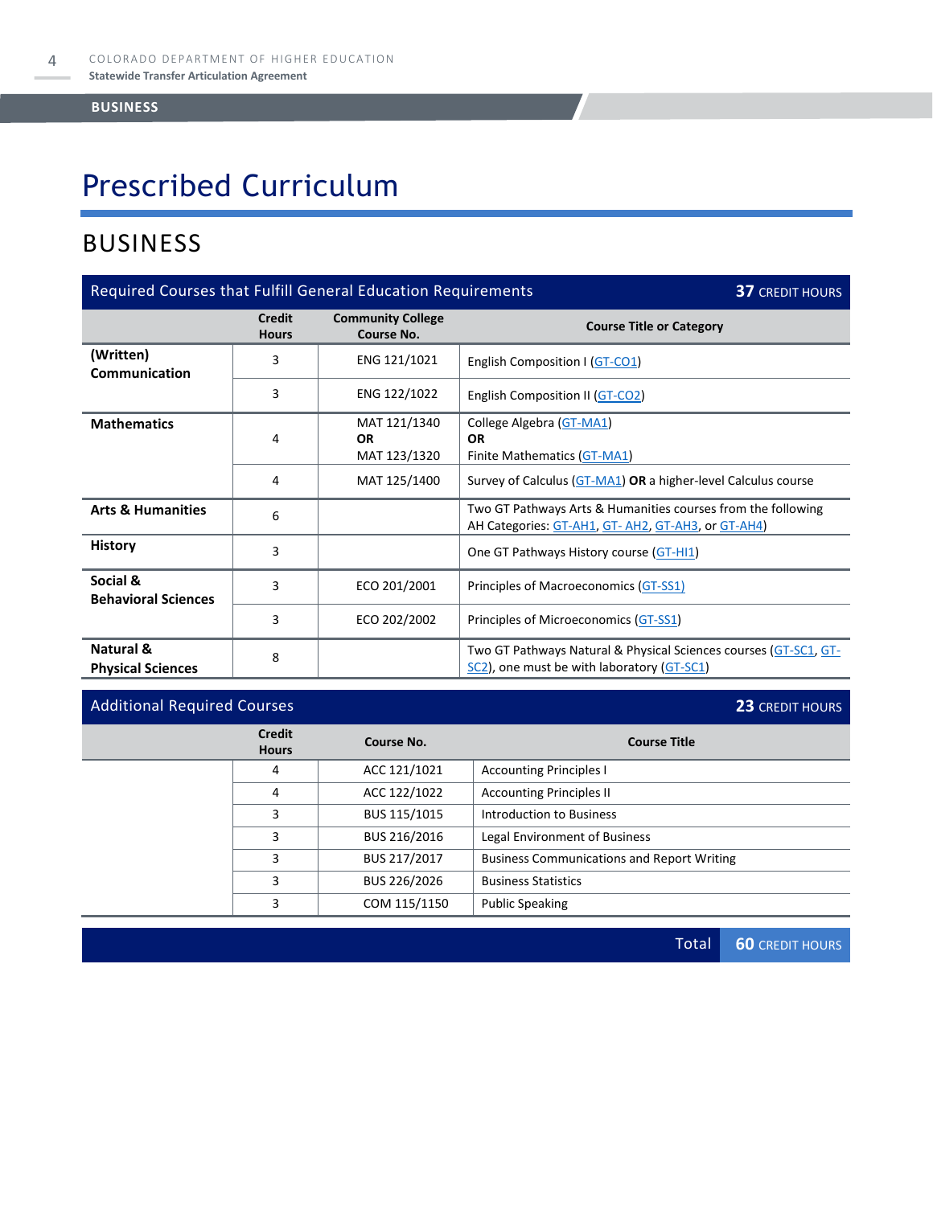# Prescribed Curriculum

## BUSINESS

| Required Courses that Fulfill General Education Requirements | | | **37** CREDIT HOURS |
|---|---|---|---|
| | **Credit Hours** | **Community College Course No.** | **Course Title or Category** |
| **(Written) Communication** | 3 | ENG 121/1021 | English Composition I (GT-CO1) |
| | 3 | ENG 122/1022 | English Composition II (GT-CO2) |
| **Mathematics** | 4 | MAT 121/1340 **OR** MAT 123/1320 | College Algebra (GT-MA1) **OR** Finite Mathematics (GT-MA1) |
| | 4 | MAT 125/1400 | Survey of Calculus (GT-MA1) **OR** a higher-level Calculus course |
| **Arts & Humanities** | 6 | | Two GT Pathways Arts & Humanities courses from the following AH Categories: GT-AH1, GT- AH2, GT-AH3, or GT-AH4) |
| **History** | 3 | | One GT Pathways History course (GT-HI1) |
| **Social & Behavioral Sciences** | 3 | ECO 201/2001 | Principles of Macroeconomics (GT-SS1) |
| | 3 | ECO 202/2002 | Principles of Microeconomics (GT-SS1) |
| **Natural & Physical Sciences** | 8 | | Two GT Pathways Natural & Physical Sciences courses (GT-SC1, GT-SC2), one must be with laboratory (GT-SC1) |

| Additional Required Courses | | | **23** CREDIT HOURS |
|---|---|---|---|
| | **Credit Hours** | **Course No.** | **Course Title** |
| | 4 | ACC 121/1021 | Accounting Principles I |
| | 4 | ACC 122/1022 | Accounting Principles II |
| | 3 | BUS 115/1015 | Introduction to Business |
| | 3 | BUS 216/2016 | Legal Environment of Business |
| | 3 | BUS 217/2017 | Business Communications and Report Writing |
| | 3 | BUS 226/2026 | Business Statistics |
| | 3 | COM 115/1150 | Public Speaking |

| Total | **60** CREDIT HOURS |
|---|---|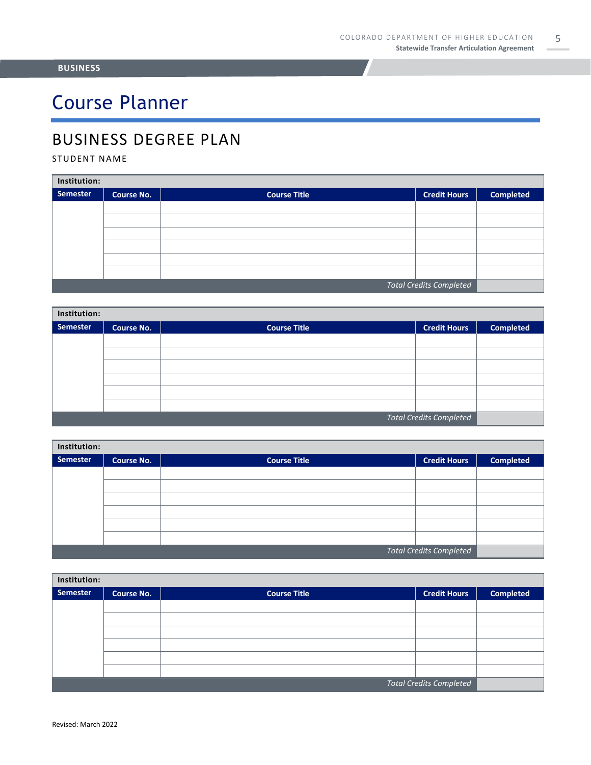BUSINESS

# Course Planner

## BUSINESS DEGREE PLAN

STUDENT NAME

| Institution: | | | | |
|---|---|---|---|---|
| **Semester** | **Course No.** | **Course Title** | **Credit Hours** | **Completed** |
| | | | | |
| | | | | |
| | | | | |
| | | | | |
| | | | | |
| | | | | |
| | | | *Total Credits Completed* | |

| Institution: | | | | |
|---|---|---|---|---|
| **Semester** | **Course No.** | **Course Title** | **Credit Hours** | **Completed** |
| | | | | |
| | | | | |
| | | | | |
| | | | | |
| | | | | |
| | | | | |
| | | | *Total Credits Completed* | |

| Institution: | | | | |
|---|---|---|---|---|
| **Semester** | **Course No.** | **Course Title** | **Credit Hours** | **Completed** |
| | | | | |
| | | | | |
| | | | | |
| | | | | |
| | | | | |
| | | | | |
| | | | *Total Credits Completed* | |

| Institution: | | | | |
|---|---|---|---|---|
| **Semester** | **Course No.** | **Course Title** | **Credit Hours** | **Completed** |
| | | | | |
| | | | | |
| | | | | |
| | | | | |
| | | | | |
| | | | | |
| | | | *Total Credits Completed* | |

Revised: March 2022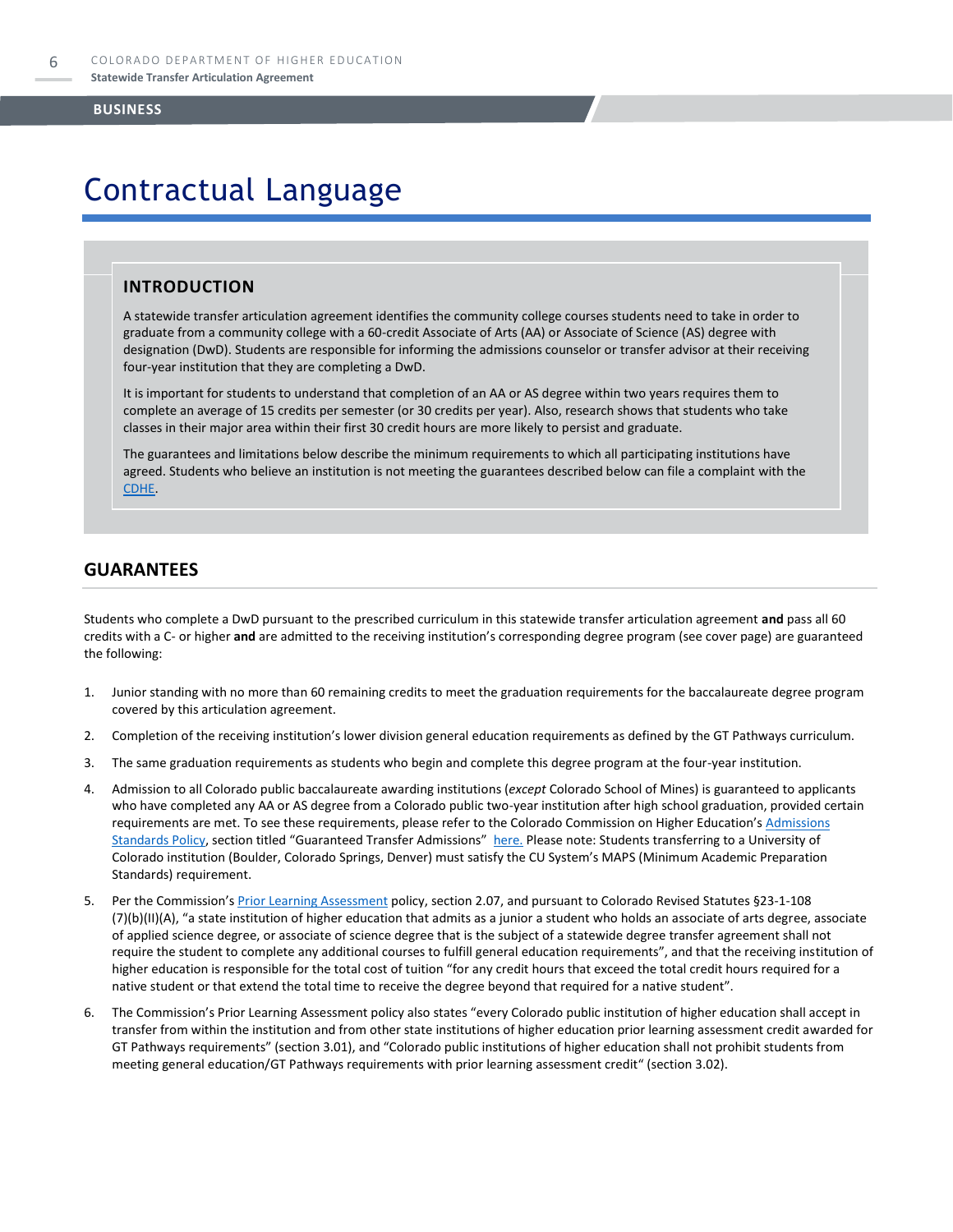# Contractual Language

## INTRODUCTION

A statewide transfer articulation agreement identifies the community college courses students need to take in order to graduate from a community college with a 60-credit Associate of Arts (AA) or Associate of Science (AS) degree with designation (DwD). Students are responsible for informing the admissions counselor or transfer advisor at their receiving four-year institution that they are completing a DwD.

It is important for students to understand that completion of an AA or AS degree within two years requires them to complete an average of 15 credits per semester (or 30 credits per year). Also, research shows that students who take classes in their major area within their first 30 credit hours are more likely to persist and graduate.

The guarantees and limitations below describe the minimum requirements to which all participating institutions have agreed. Students who believe an institution is not meeting the guarantees described below can file a complaint with the [CDHE](CDHE).

## GUARANTEES

Students who complete a DwD pursuant to the prescribed curriculum in this statewide transfer articulation agreement **and** pass all 60 credits with a C- or higher **and** are admitted to the receiving institution's corresponding degree program (see cover page) are guaranteed the following:

1. Junior standing with no more than 60 remaining credits to meet the graduation requirements for the baccalaureate degree program covered by this articulation agreement.
2. Completion of the receiving institution's lower division general education requirements as defined by the GT Pathways curriculum.
3. The same graduation requirements as students who begin and complete this degree program at the four-year institution.
4. Admission to all Colorado public baccalaureate awarding institutions (*except* Colorado School of Mines) is guaranteed to applicants who have completed any AA or AS degree from a Colorado public two-year institution after high school graduation, provided certain requirements are met. To see these requirements, please refer to the Colorado Commission on Higher Education's Admissions Standards Policy, section titled "Guaranteed Transfer Admissions" here. Please note: Students transferring to a University of Colorado institution (Boulder, Colorado Springs, Denver) must satisfy the CU System's MAPS (Minimum Academic Preparation Standards) requirement.
5. Per the Commission's Prior Learning Assessment policy, section 2.07, and pursuant to Colorado Revised Statutes §23-1-108 (7)(b)(II)(A), "a state institution of higher education that admits as a junior a student who holds an associate of arts degree, associate of applied science degree, or associate of science degree that is the subject of a statewide degree transfer agreement shall not require the student to complete any additional courses to fulfill general education requirements", and that the receiving institution of higher education is responsible for the total cost of tuition "for any credit hours that exceed the total credit hours required for a native student or that extend the total time to receive the degree beyond that required for a native student".
6. The Commission's Prior Learning Assessment policy also states "every Colorado public institution of higher education shall accept in transfer from within the institution and from other state institutions of higher education prior learning assessment credit awarded for GT Pathways requirements" (section 3.01), and "Colorado public institutions of higher education shall not prohibit students from meeting general education/GT Pathways requirements with prior learning assessment credit" (section 3.02).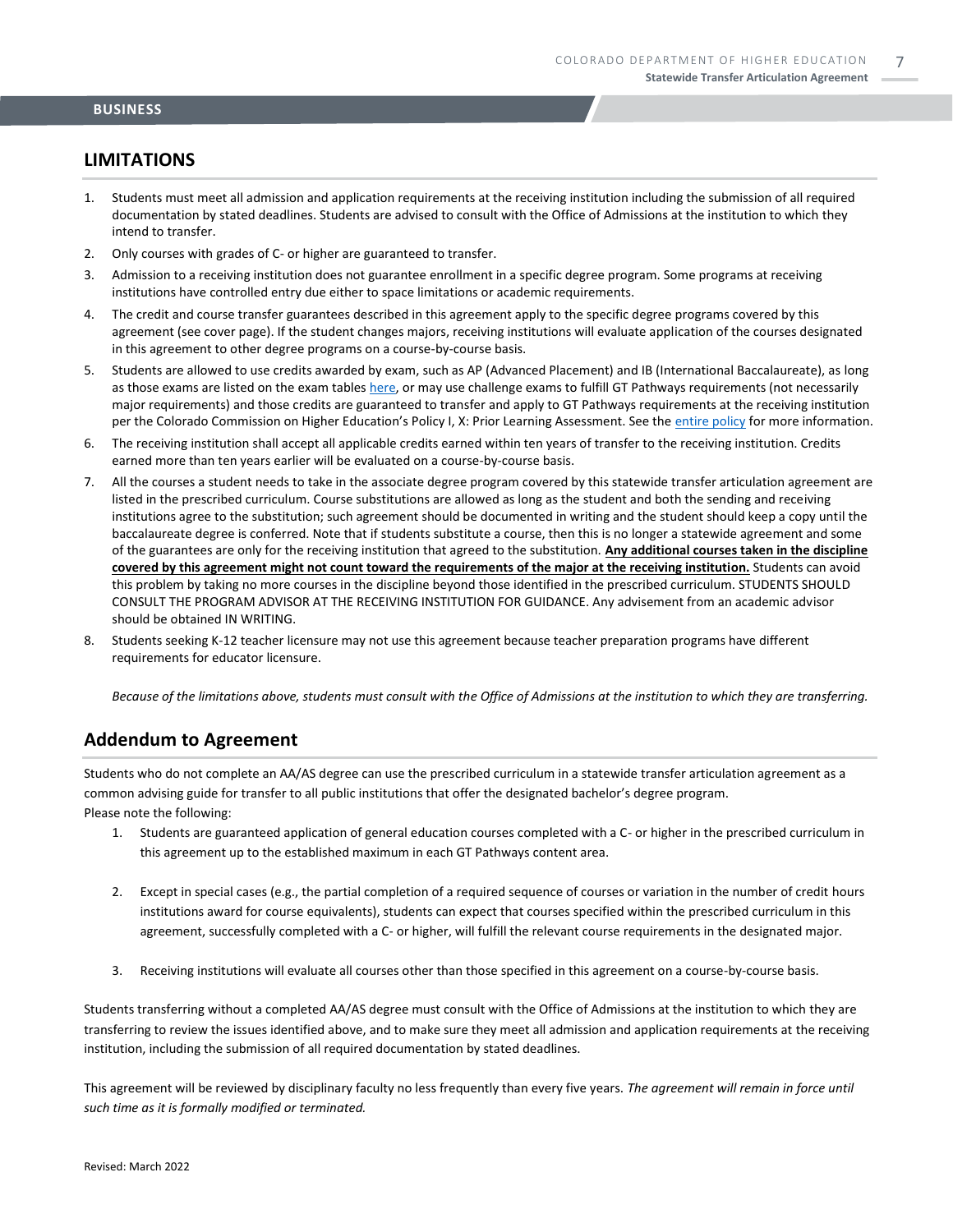## LIMITATIONS

1. Students must meet all admission and application requirements at the receiving institution including the submission of all required documentation by stated deadlines. Students are advised to consult with the Office of Admissions at the institution to which they intend to transfer.
2. Only courses with grades of C- or higher are guaranteed to transfer.
3. Admission to a receiving institution does not guarantee enrollment in a specific degree program. Some programs at receiving institutions have controlled entry due either to space limitations or academic requirements.
4. The credit and course transfer guarantees described in this agreement apply to the specific degree programs covered by this agreement (see cover page). If the student changes majors, receiving institutions will evaluate application of the courses designated in this agreement to other degree programs on a course-by-course basis.
5. Students are allowed to use credits awarded by exam, such as AP (Advanced Placement) and IB (International Baccalaureate), as long as those exams are listed on the exam tables here, or may use challenge exams to fulfill GT Pathways requirements (not necessarily major requirements) and those credits are guaranteed to transfer and apply to GT Pathways requirements at the receiving institution per the Colorado Commission on Higher Education's Policy I, X: Prior Learning Assessment. See the entire policy for more information.
6. The receiving institution shall accept all applicable credits earned within ten years of transfer to the receiving institution. Credits earned more than ten years earlier will be evaluated on a course-by-course basis.
7. All the courses a student needs to take in the associate degree program covered by this statewide transfer articulation agreement are listed in the prescribed curriculum. Course substitutions are allowed as long as the student and both the sending and receiving institutions agree to the substitution; such agreement should be documented in writing and the student should keep a copy until the baccalaureate degree is conferred. Note that if students substitute a course, then this is no longer a statewide agreement and some of the guarantees are only for the receiving institution that agreed to the substitution. **Any additional courses taken in the discipline covered by this agreement might not count toward the requirements of the major at the receiving institution.** Students can avoid this problem by taking no more courses in the discipline beyond those identified in the prescribed curriculum. STUDENTS SHOULD CONSULT THE PROGRAM ADVISOR AT THE RECEIVING INSTITUTION FOR GUIDANCE. Any advisement from an academic advisor should be obtained IN WRITING.
8. Students seeking K-12 teacher licensure may not use this agreement because teacher preparation programs have different requirements for educator licensure.

*Because of the limitations above, students must consult with the Office of Admissions at the institution to which they are transferring.*

## Addendum to Agreement

Students who do not complete an AA/AS degree can use the prescribed curriculum in a statewide transfer articulation agreement as a common advising guide for transfer to all public institutions that offer the designated bachelor's degree program.
Please note the following:

1. Students are guaranteed application of general education courses completed with a C- or higher in the prescribed curriculum in this agreement up to the established maximum in each GT Pathways content area.
2. Except in special cases (e.g., the partial completion of a required sequence of courses or variation in the number of credit hours institutions award for course equivalents), students can expect that courses specified within the prescribed curriculum in this agreement, successfully completed with a C- or higher, will fulfill the relevant course requirements in the designated major.
3. Receiving institutions will evaluate all courses other than those specified in this agreement on a course-by-course basis.

Students transferring without a completed AA/AS degree must consult with the Office of Admissions at the institution to which they are transferring to review the issues identified above, and to make sure they meet all admission and application requirements at the receiving institution, including the submission of all required documentation by stated deadlines.

This agreement will be reviewed by disciplinary faculty no less frequently than every five years. *The agreement will remain in force until such time as it is formally modified or terminated.*

Revised: March 2022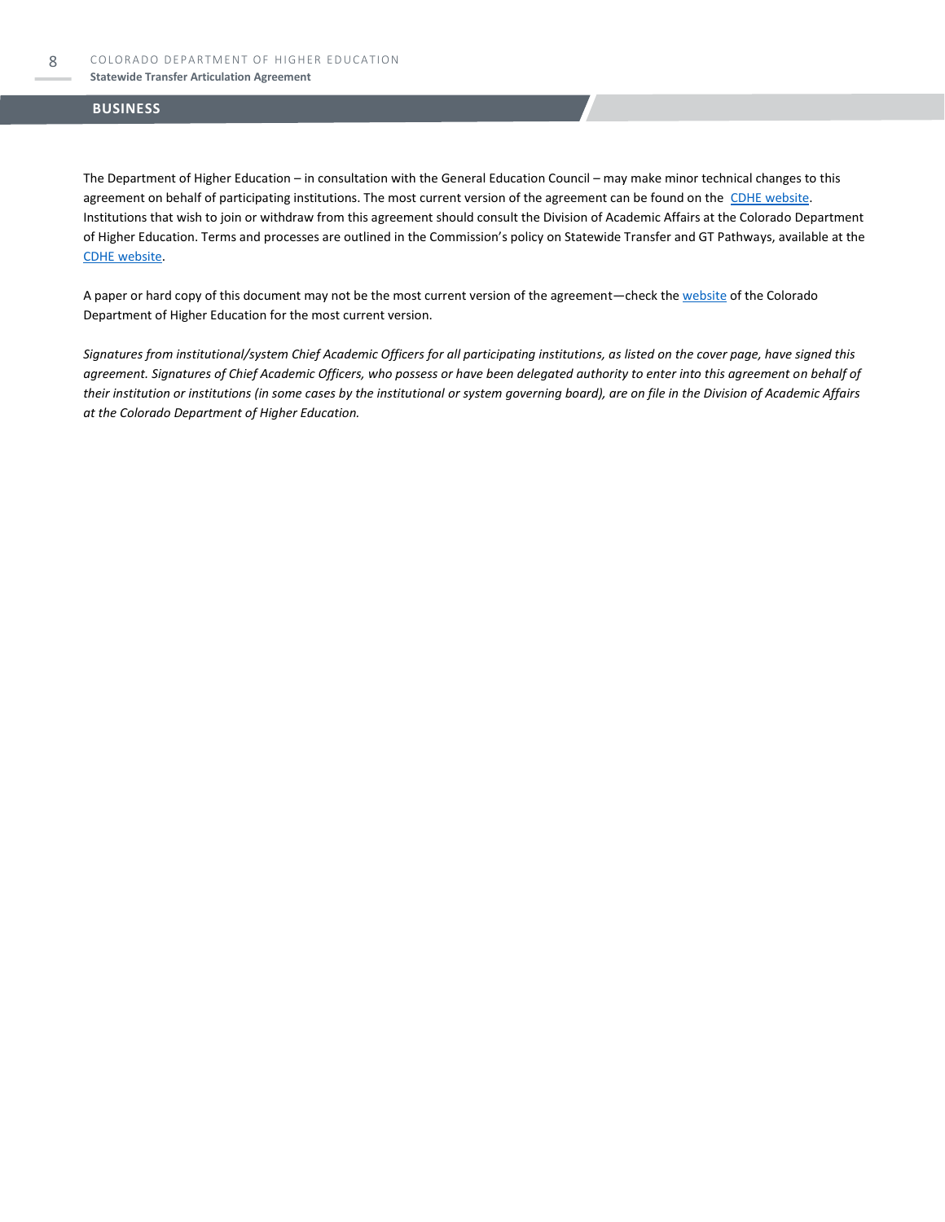## BUSINESS

The Department of Higher Education – in consultation with the General Education Council – may make minor technical changes to this agreement on behalf of participating institutions. The most current version of the agreement can be found on the CDHE website. Institutions that wish to join or withdraw from this agreement should consult the Division of Academic Affairs at the Colorado Department of Higher Education. Terms and processes are outlined in the Commission's policy on Statewide Transfer and GT Pathways, available at the CDHE website.

A paper or hard copy of this document may not be the most current version of the agreement—check the website of the Colorado Department of Higher Education for the most current version.

*Signatures from institutional/system Chief Academic Officers for all participating institutions, as listed on the cover page, have signed this agreement. Signatures of Chief Academic Officers, who possess or have been delegated authority to enter into this agreement on behalf of their institution or institutions (in some cases by the institutional or system governing board), are on file in the Division of Academic Affairs at the Colorado Department of Higher Education.*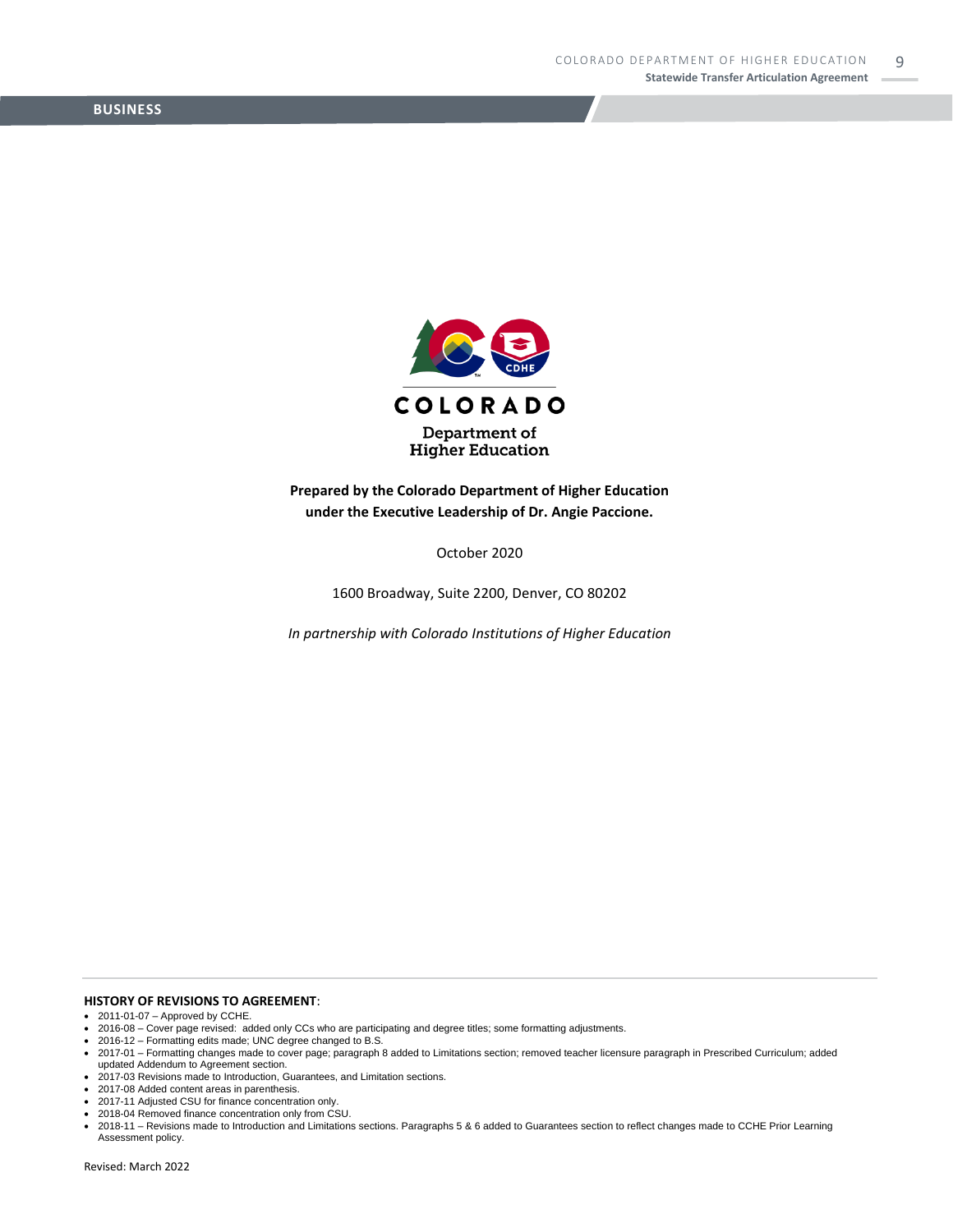**Prepared by the Colorado Department of Higher Education under the Executive Leadership of Dr. Angie Paccione.**

October 2020

1600 Broadway, Suite 2200, Denver, CO 80202

*In partnership with Colorado Institutions of Higher Education*

**HISTORY OF REVISIONS TO AGREEMENT**:

- 2011-01-07 – Approved by CCHE.
- 2016-08 – Cover page revised: added only CCs who are participating and degree titles; some formatting adjustments.
- 2016-12 – Formatting edits made; UNC degree changed to B.S.
- 2017-01 – Formatting changes made to cover page; paragraph 8 added to Limitations section; removed teacher licensure paragraph in Prescribed Curriculum; added updated Addendum to Agreement section.
- 2017-03 Revisions made to Introduction, Guarantees, and Limitation sections.
- 2017-08 Added content areas in parenthesis.
- 2017-11 Adjusted CSU for finance concentration only.
- 2018-04 Removed finance concentration only from CSU.
- 2018-11 – Revisions made to Introduction and Limitations sections. Paragraphs 5 & 6 added to Guarantees section to reflect changes made to CCHE Prior Learning Assessment policy.

Revised: March 2022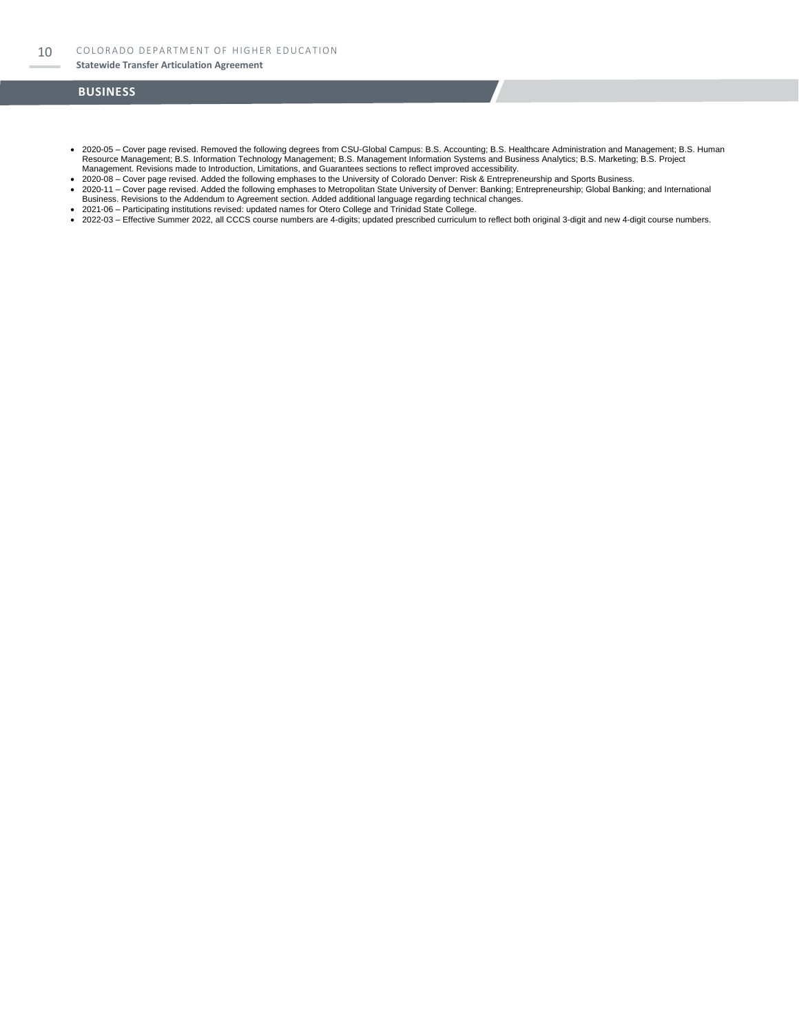- 2020-05 – Cover page revised. Removed the following degrees from CSU-Global Campus: B.S. Accounting; B.S. Healthcare Administration and Management; B.S. Human Resource Management; B.S. Information Technology Management; B.S. Management Information Systems and Business Analytics; B.S. Marketing; B.S. Project Management. Revisions made to Introduction, Limitations, and Guarantees sections to reflect improved accessibility.
- 2020-08 – Cover page revised. Added the following emphases to the University of Colorado Denver: Risk & Entrepreneurship and Sports Business.
- 2020-11 – Cover page revised. Added the following emphases to Metropolitan State University of Denver: Banking; Entrepreneurship; Global Banking; and International Business. Revisions to the Addendum to Agreement section. Added additional language regarding technical changes.
- 2021-06 – Participating institutions revised: updated names for Otero College and Trinidad State College.
- 2022-03 – Effective Summer 2022, all CCCS course numbers are 4-digits; updated prescribed curriculum to reflect both original 3-digit and new 4-digit course numbers.